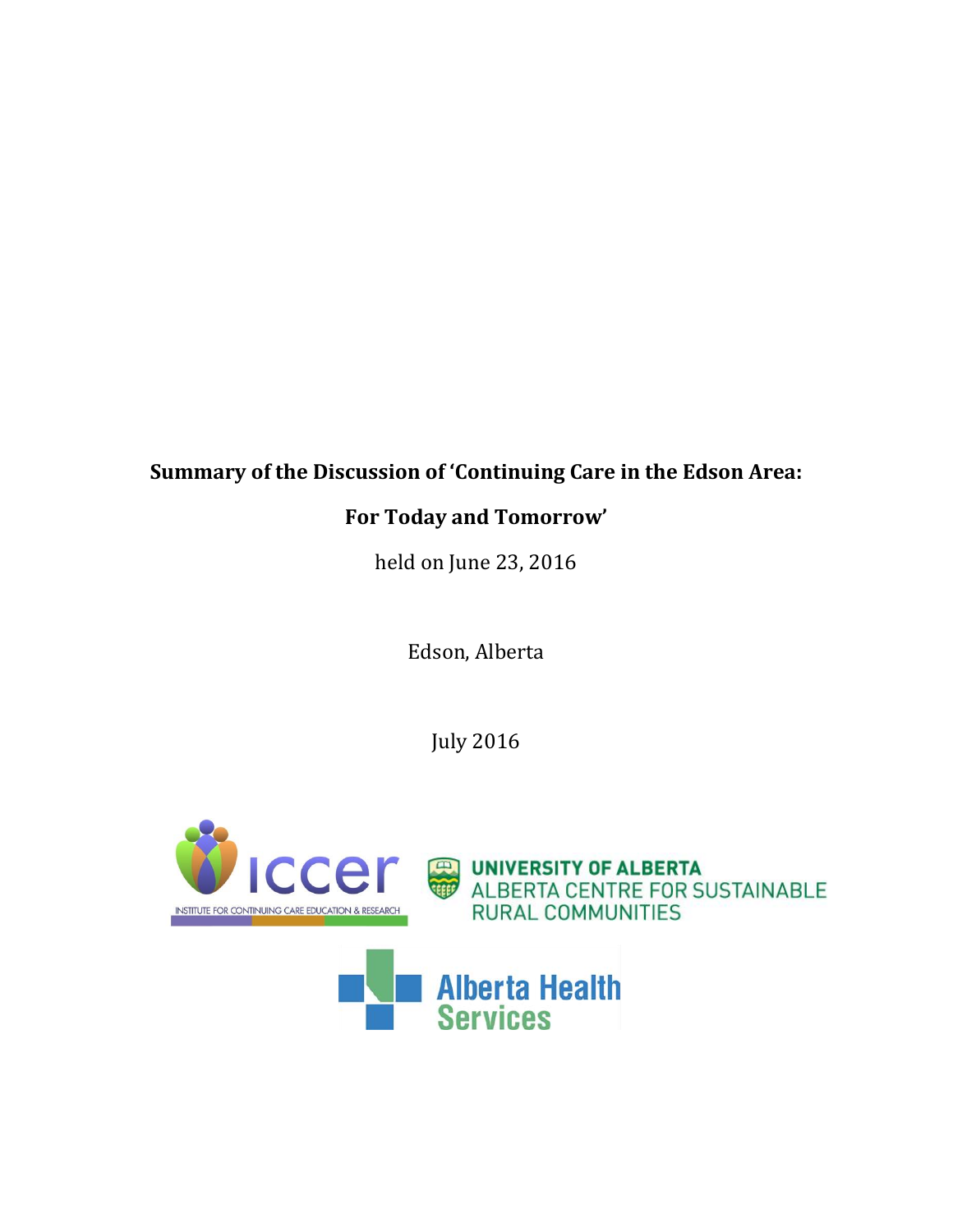# Summary of the Discussion of 'Continuing Care in the Edson Area: For Today and Tomorrow'

held on June 23, 2016

Edson, Alberta

July 2016

ICCER
INSTITUTE FOR CONTINUING CARE EDUCATION & RESEARCH

UNIVERSITY OF ALBERTA
ALBERTA CENTRE FOR SUSTAINABLE RURAL COMMUNITIES

Alberta Health Services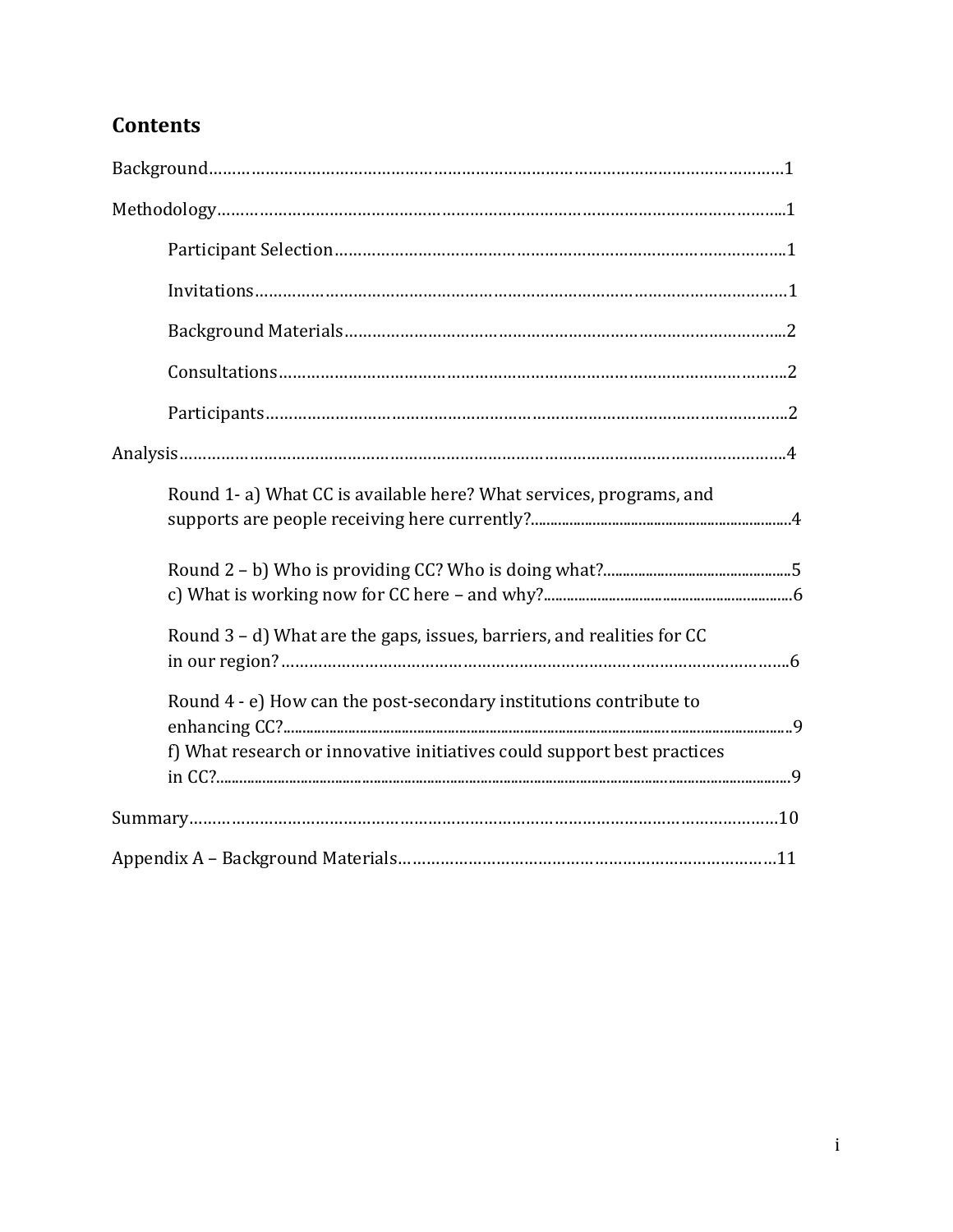## Contents

Background……………………………………………………………………………………………………1

Methodology…………………………………………………………………………………………………1

- Participant Selection……………………………………………………………………………………1
- Invitations…………………………………………………………………………………………………1
- Background Materials……………………………………………………………………………………2
- Consultations………………………………………………………………………………………………2
- Participants…………………………………………………………………………………………………2

Analysis…………………………………………………………………………………………………………4

- Round 1- a) What CC is available here? What services, programs, and supports are people receiving here currently?……………………………………4
- Round 2 – b) Who is providing CC? Who is doing what?……………………………………5
  c) What is working now for CC here – and why?……………………………………………6
- Round 3 – d) What are the gaps, issues, barriers, and realities for CC in our region?……………………………………………………………………………………6
- Round 4 - e) How can the post-secondary institutions contribute to enhancing CC?……………………………………………………………………………………9
  f) What research or innovative initiatives could support best practices in CC?……………………………………………………………………………………………9

Summary………………………………………………………………………………………………………10

Appendix A – Background Materials………………………………………………………………………11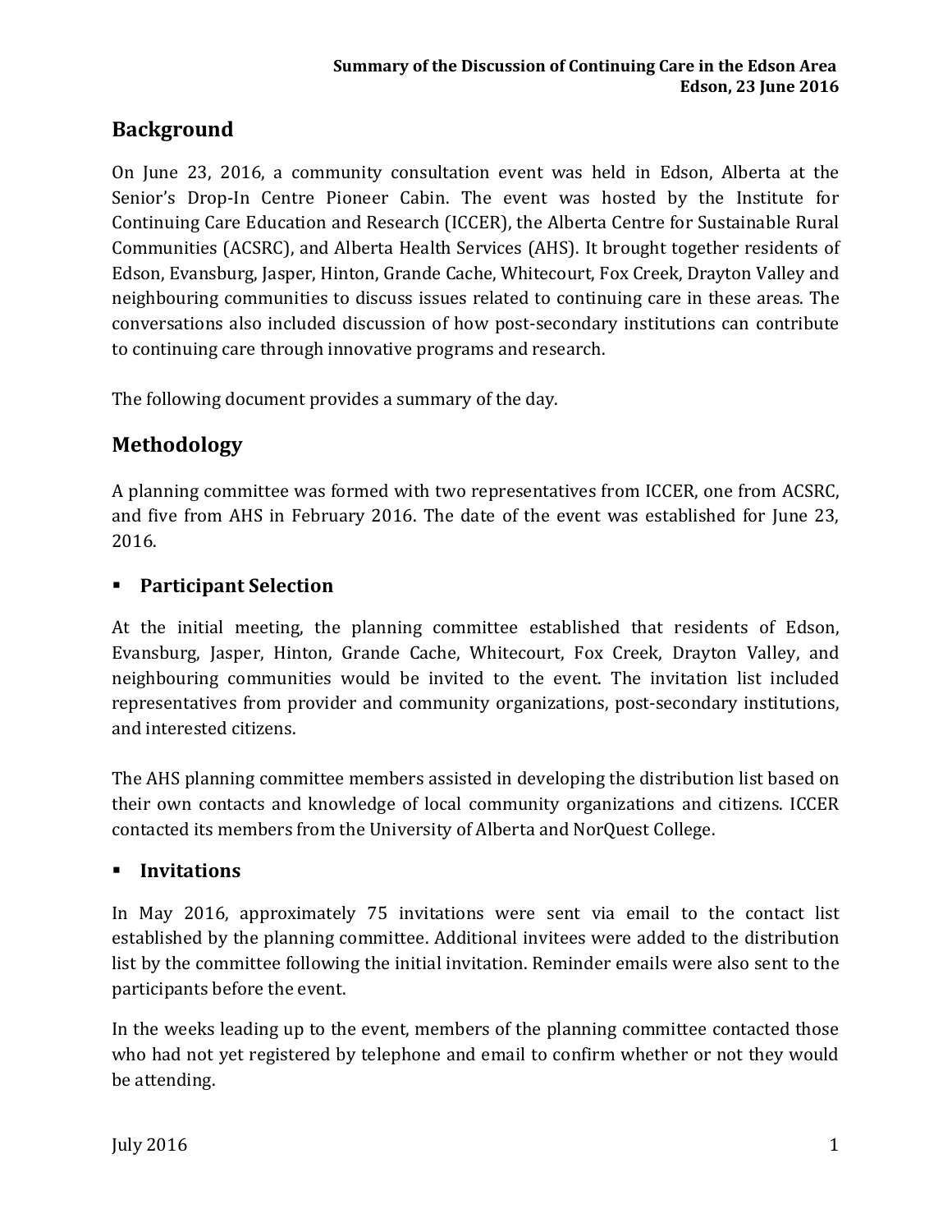## Background

On June 23, 2016, a community consultation event was held in Edson, Alberta at the Senior's Drop-In Centre Pioneer Cabin. The event was hosted by the Institute for Continuing Care Education and Research (ICCER), the Alberta Centre for Sustainable Rural Communities (ACSRC), and Alberta Health Services (AHS). It brought together residents of Edson, Evansburg, Jasper, Hinton, Grande Cache, Whitecourt, Fox Creek, Drayton Valley and neighbouring communities to discuss issues related to continuing care in these areas. The conversations also included discussion of how post-secondary institutions can contribute to continuing care through innovative programs and research.

The following document provides a summary of the day.

## Methodology

A planning committee was formed with two representatives from ICCER, one from ACSRC, and five from AHS in February 2016. The date of the event was established for June 23, 2016.

### ▪ Participant Selection

At the initial meeting, the planning committee established that residents of Edson, Evansburg, Jasper, Hinton, Grande Cache, Whitecourt, Fox Creek, Drayton Valley, and neighbouring communities would be invited to the event. The invitation list included representatives from provider and community organizations, post-secondary institutions, and interested citizens.

The AHS planning committee members assisted in developing the distribution list based on their own contacts and knowledge of local community organizations and citizens. ICCER contacted its members from the University of Alberta and NorQuest College.

### ▪ Invitations

In May 2016, approximately 75 invitations were sent via email to the contact list established by the planning committee. Additional invitees were added to the distribution list by the committee following the initial invitation. Reminder emails were also sent to the participants before the event.

In the weeks leading up to the event, members of the planning committee contacted those who had not yet registered by telephone and email to confirm whether or not they would be attending.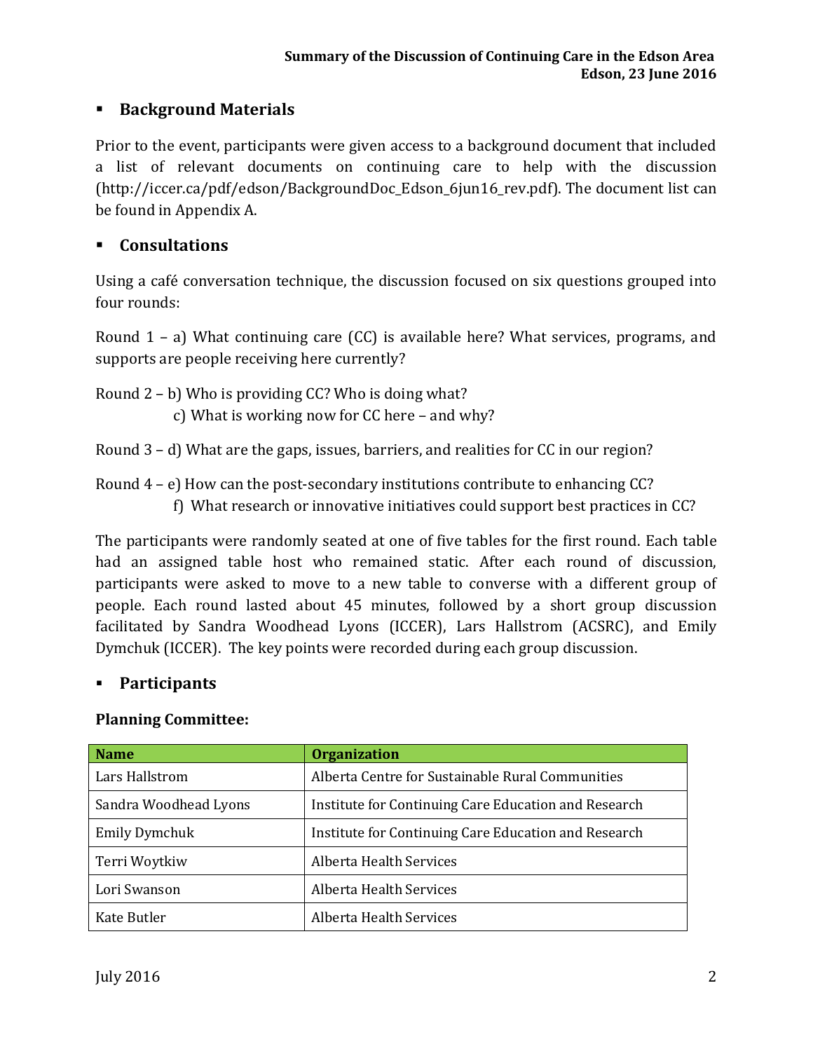## Background Materials

Prior to the event, participants were given access to a background document that included a list of relevant documents on continuing care to help with the discussion (http://iccer.ca/pdf/edson/BackgroundDoc_Edson_6jun16_rev.pdf). The document list can be found in Appendix A.

## Consultations

Using a café conversation technique, the discussion focused on six questions grouped into four rounds:

Round 1 – a) What continuing care (CC) is available here? What services, programs, and supports are people receiving here currently?

Round 2 – b) Who is providing CC? Who is doing what?
c) What is working now for CC here – and why?

Round 3 – d) What are the gaps, issues, barriers, and realities for CC in our region?

Round 4 – e) How can the post-secondary institutions contribute to enhancing CC?
f) What research or innovative initiatives could support best practices in CC?

The participants were randomly seated at one of five tables for the first round. Each table had an assigned table host who remained static. After each round of discussion, participants were asked to move to a new table to converse with a different group of people. Each round lasted about 45 minutes, followed by a short group discussion facilitated by Sandra Woodhead Lyons (ICCER), Lars Hallstrom (ACSRC), and Emily Dymchuk (ICCER). The key points were recorded during each group discussion.

## Participants

**Planning Committee:**

| Name | Organization |
|---|---|
| Lars Hallstrom | Alberta Centre for Sustainable Rural Communities |
| Sandra Woodhead Lyons | Institute for Continuing Care Education and Research |
| Emily Dymchuk | Institute for Continuing Care Education and Research |
| Terri Woytkiw | Alberta Health Services |
| Lori Swanson | Alberta Health Services |
| Kate Butler | Alberta Health Services |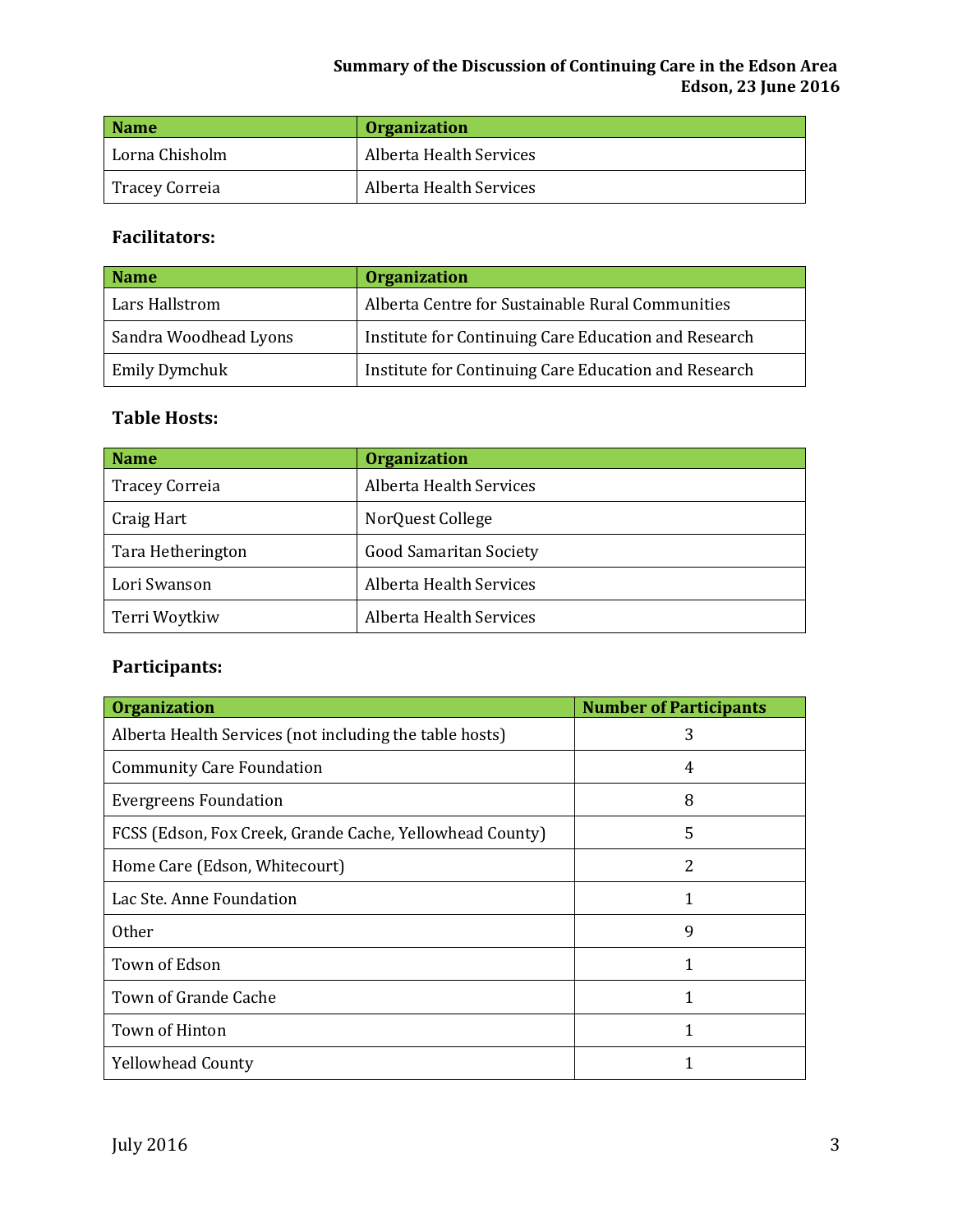| Name | Organization |
| --- | --- |
| Lorna Chisholm | Alberta Health Services |
| Tracey Correia | Alberta Health Services |

### Facilitators:

| Name | Organization |
| --- | --- |
| Lars Hallstrom | Alberta Centre for Sustainable Rural Communities |
| Sandra Woodhead Lyons | Institute for Continuing Care Education and Research |
| Emily Dymchuk | Institute for Continuing Care Education and Research |

### Table Hosts:

| Name | Organization |
| --- | --- |
| Tracey Correia | Alberta Health Services |
| Craig Hart | NorQuest College |
| Tara Hetherington | Good Samaritan Society |
| Lori Swanson | Alberta Health Services |
| Terri Woytkiw | Alberta Health Services |

### Participants:

| Organization | Number of Participants |
| --- | --- |
| Alberta Health Services (not including the table hosts) | 3 |
| Community Care Foundation | 4 |
| Evergreens Foundation | 8 |
| FCSS (Edson, Fox Creek, Grande Cache, Yellowhead County) | 5 |
| Home Care (Edson, Whitecourt) | 2 |
| Lac Ste. Anne Foundation | 1 |
| Other | 9 |
| Town of Edson | 1 |
| Town of Grande Cache | 1 |
| Town of Hinton | 1 |
| Yellowhead County | 1 |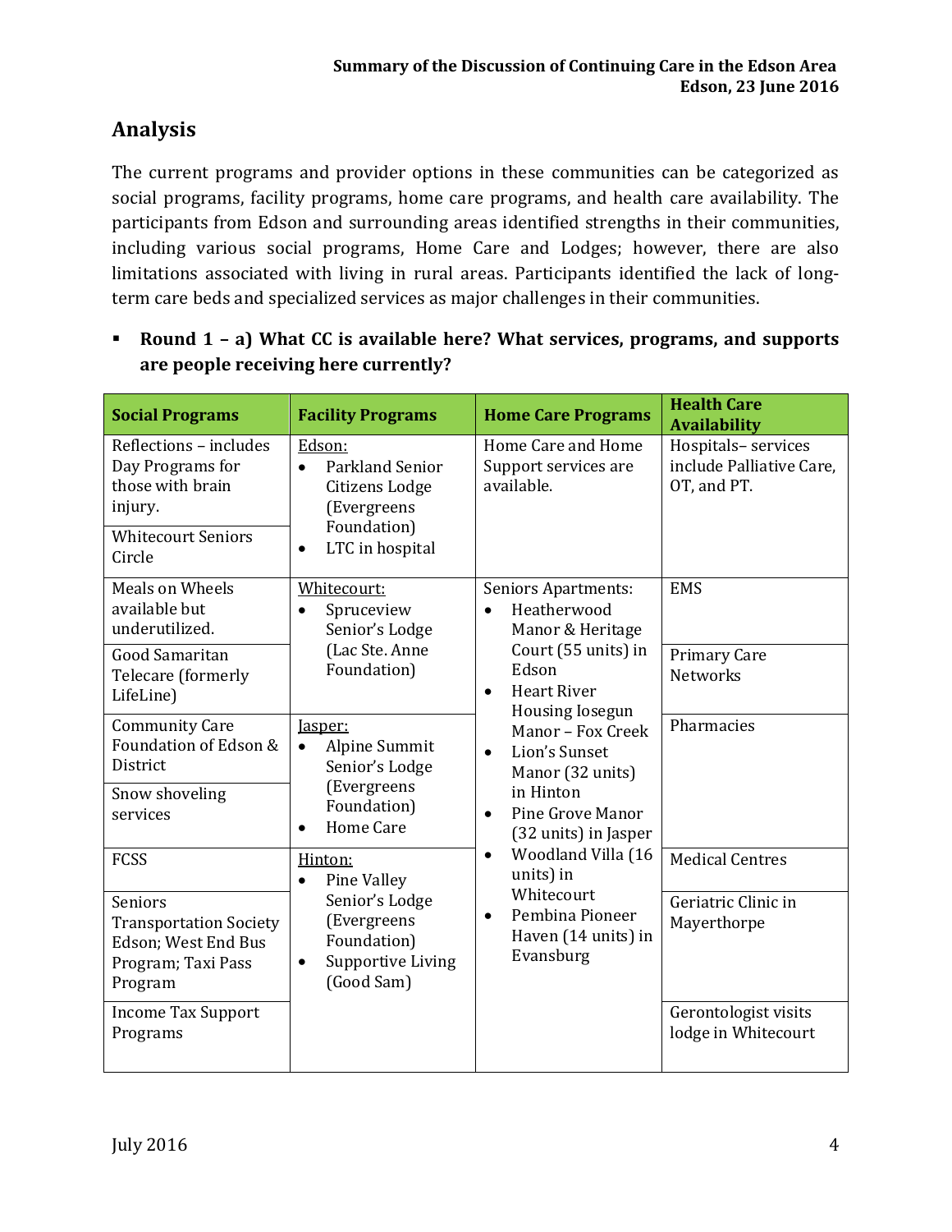## Analysis

The current programs and provider options in these communities can be categorized as social programs, facility programs, home care programs, and health care availability. The participants from Edson and surrounding areas identified strengths in their communities, including various social programs, Home Care and Lodges; however, there are also limitations associated with living in rural areas. Participants identified the lack of long-term care beds and specialized services as major challenges in their communities.

- **Round 1 – a) What CC is available here? What services, programs, and supports are people receiving here currently?**

| Social Programs | Facility Programs | Home Care Programs | Health Care Availability |
|---|---|---|---|
| Reflections – includes Day Programs for those with brain injury.<br><br>Whitecourt Seniors Circle | Edson:<br>• Parkland Senior Citizens Lodge (Evergreens Foundation)<br>• LTC in hospital | Home Care and Home Support services are available. | Hospitals– services include Palliative Care, OT, and PT. |
| Meals on Wheels available but underutilized.<br><br>Good Samaritan Telecare (formerly LifeLine) | Whitecourt:<br>• Spruceview Senior's Lodge (Lac Ste. Anne Foundation) | Seniors Apartments:<br>• Heatherwood Manor & Heritage Court (55 units) in Edson<br>• Heart River Housing Iosegun Manor – Fox Creek<br>• Lion's Sunset Manor (32 units) in Hinton<br>• Pine Grove Manor (32 units) in Jasper<br>• Woodland Villa (16 units) in Whitecourt<br>• Pembina Pioneer Haven (14 units) in Evansburg | EMS<br><br>Primary Care Networks |
| Community Care Foundation of Edson & District<br><br>Snow shoveling services | Jasper:<br>• Alpine Summit Senior's Lodge (Evergreens Foundation)<br>• Home Care | | Pharmacies |
| FCSS<br><br>Seniors Transportation Society Edson; West End Bus Program; Taxi Pass Program<br><br>Income Tax Support Programs | Hinton:<br>• Pine Valley Senior's Lodge (Evergreens Foundation)<br>• Supportive Living (Good Sam) | | Medical Centres<br><br>Geriatric Clinic in Mayerthorpe<br><br>Gerontologist visits lodge in Whitecourt |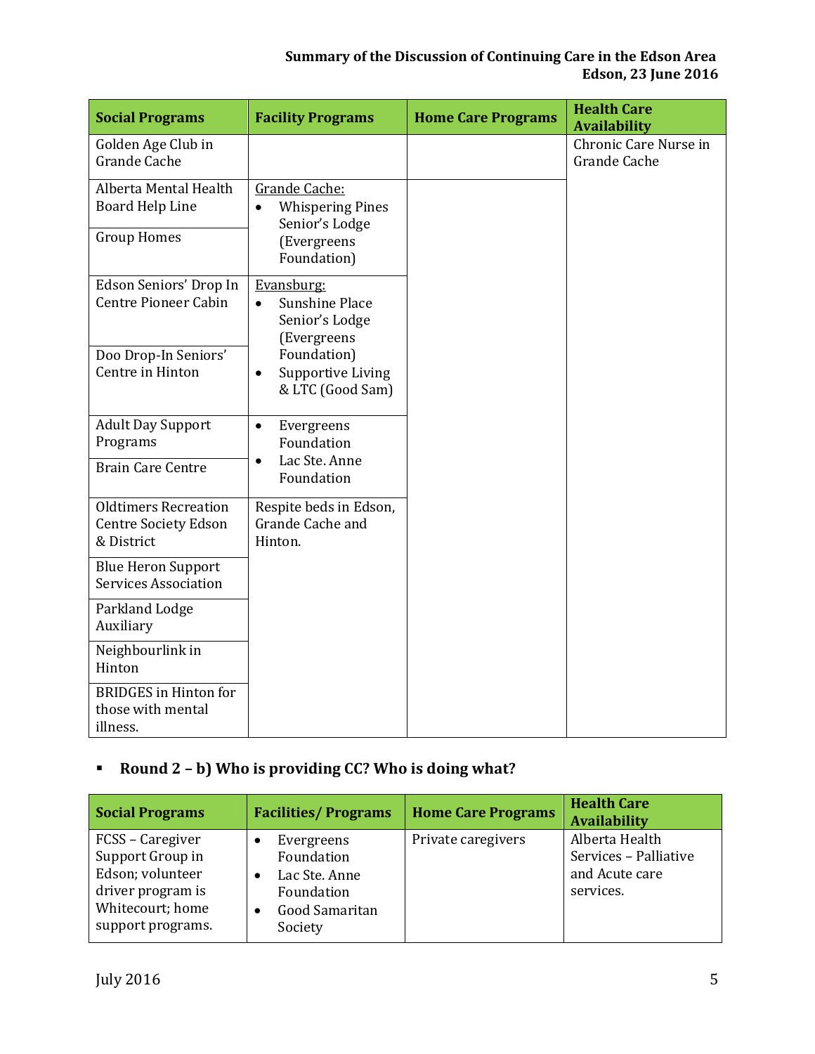| Social Programs | Facility Programs | Home Care Programs | Health Care Availability |
|---|---|---|---|
| Golden Age Club in Grande Cache | | | Chronic Care Nurse in Grande Cache |
| Alberta Mental Health Board Help Line | Grande Cache:<br>• Whispering Pines Senior's Lodge (Evergreens Foundation) | | |
| Group Homes | | | |
| Edson Seniors' Drop In Centre Pioneer Cabin | Evansburg:<br>• Sunshine Place Senior's Lodge (Evergreens Foundation)<br>• Supportive Living & LTC (Good Sam) | | |
| Doo Drop-In Seniors' Centre in Hinton | | | |
| Adult Day Support Programs | • Evergreens Foundation<br>• Lac Ste. Anne Foundation | | |
| Brain Care Centre | | | |
| Oldtimers Recreation Centre Society Edson & District | Respite beds in Edson, Grande Cache and Hinton. | | |
| Blue Heron Support Services Association | | | |
| Parkland Lodge Auxiliary | | | |
| Neighbourlink in Hinton | | | |
| BRIDGES in Hinton for those with mental illness. | | | |

- **Round 2 – b) Who is providing CC? Who is doing what?**

| Social Programs | Facilities/ Programs | Home Care Programs | Health Care Availability |
|---|---|---|---|
| FCSS – Caregiver Support Group in Edson; volunteer driver program is Whitecourt; home support programs. | • Evergreens Foundation<br>• Lac Ste. Anne Foundation<br>• Good Samaritan Society | Private caregivers | Alberta Health Services – Palliative and Acute care services. |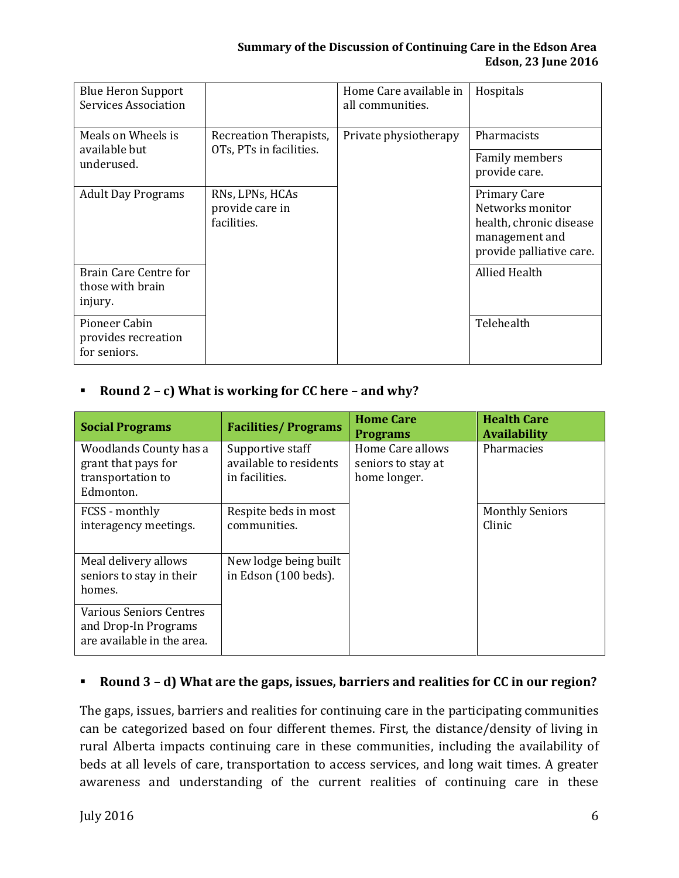| | | | |
|---|---|---|---|
| Blue Heron Support Services Association | | Home Care available in all communities. | Hospitals |
| Meals on Wheels is available but underused. | Recreation Therapists, OTs, PTs in facilities. | Private physiotherapy | Pharmacists |
| | | | Family members provide care. |
| Adult Day Programs | RNs, LPNs, HCAs provide care in facilities. | | Primary Care Networks monitor health, chronic disease management and provide palliative care. |
| Brain Care Centre for those with brain injury. | | | Allied Health |
| Pioneer Cabin provides recreation for seniors. | | | Telehealth |

- **Round 2 – c) What is working for CC here – and why?**

| Social Programs | Facilities/ Programs | Home Care Programs | Health Care Availability |
|---|---|---|---|
| Woodlands County has a grant that pays for transportation to Edmonton. | Supportive staff available to residents in facilities. | Home Care allows seniors to stay at home longer. | Pharmacies |
| FCSS - monthly interagency meetings. | Respite beds in most communities. | | Monthly Seniors Clinic |
| Meal delivery allows seniors to stay in their homes. | New lodge being built in Edson (100 beds). | | |
| Various Seniors Centres and Drop-In Programs are available in the area. | | | |

- **Round 3 – d) What are the gaps, issues, barriers and realities for CC in our region?**

The gaps, issues, barriers and realities for continuing care in the participating communities can be categorized based on four different themes. First, the distance/density of living in rural Alberta impacts continuing care in these communities, including the availability of beds at all levels of care, transportation to access services, and long wait times. A greater awareness and understanding of the current realities of continuing care in these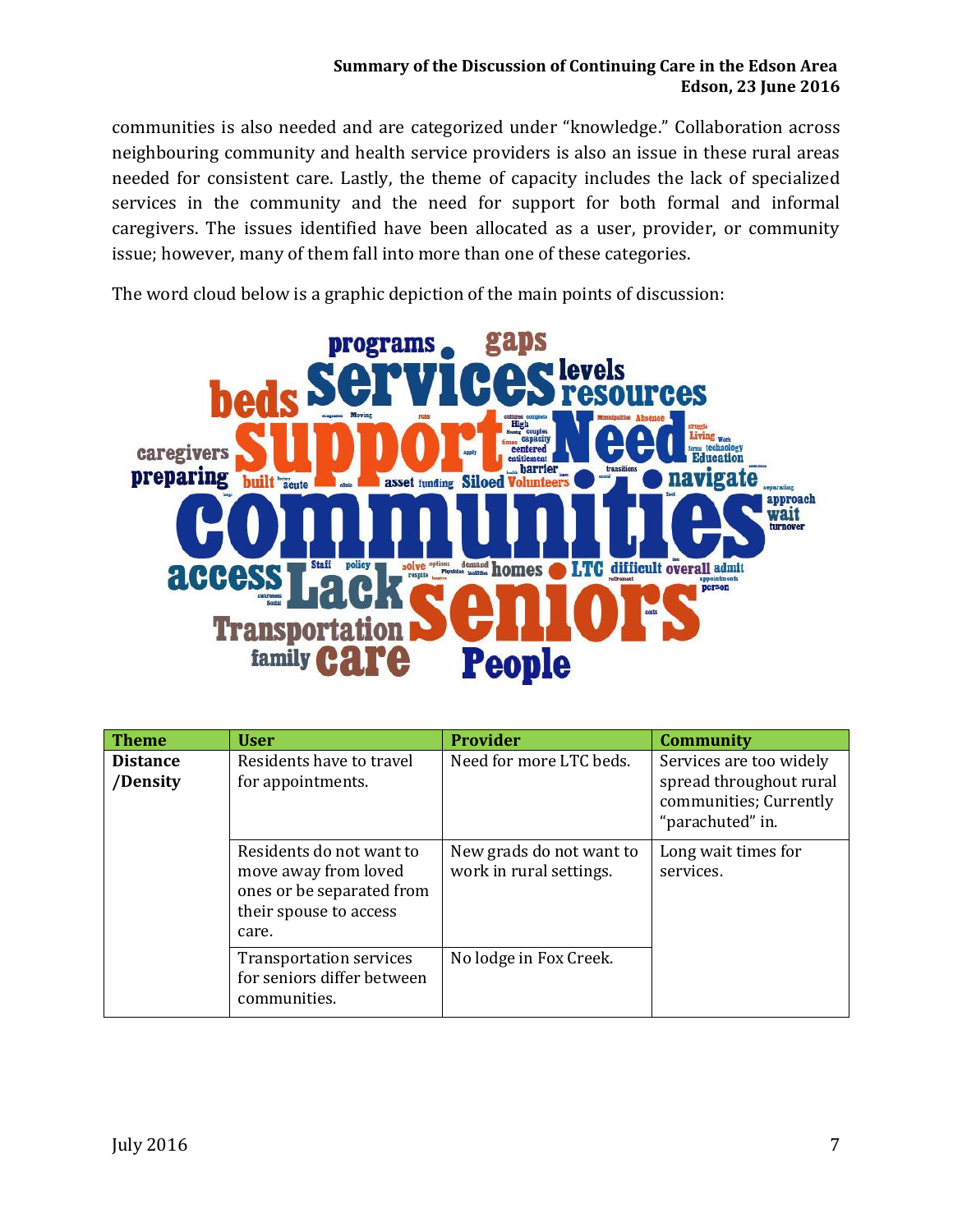communities is also needed and are categorized under “knowledge.” Collaboration across neighbouring community and health service providers is also an issue in these rural areas needed for consistent care. Lastly, the theme of capacity includes the lack of specialized services in the community and the need for support for both formal and informal caregivers. The issues identified have been allocated as a user, provider, or community issue; however, many of them fall into more than one of these categories.

The word cloud below is a graphic depiction of the main points of discussion:

| Theme | User | Provider | Community |
|---|---|---|---|
| **Distance /Density** | Residents have to travel for appointments. | Need for more LTC beds. | Services are too widely spread throughout rural communities; Currently “parachuted” in. |
| | Residents do not want to move away from loved ones or be separated from their spouse to access care. | New grads do not want to work in rural settings. | Long wait times for services. |
| | Transportation services for seniors differ between communities. | No lodge in Fox Creek. | |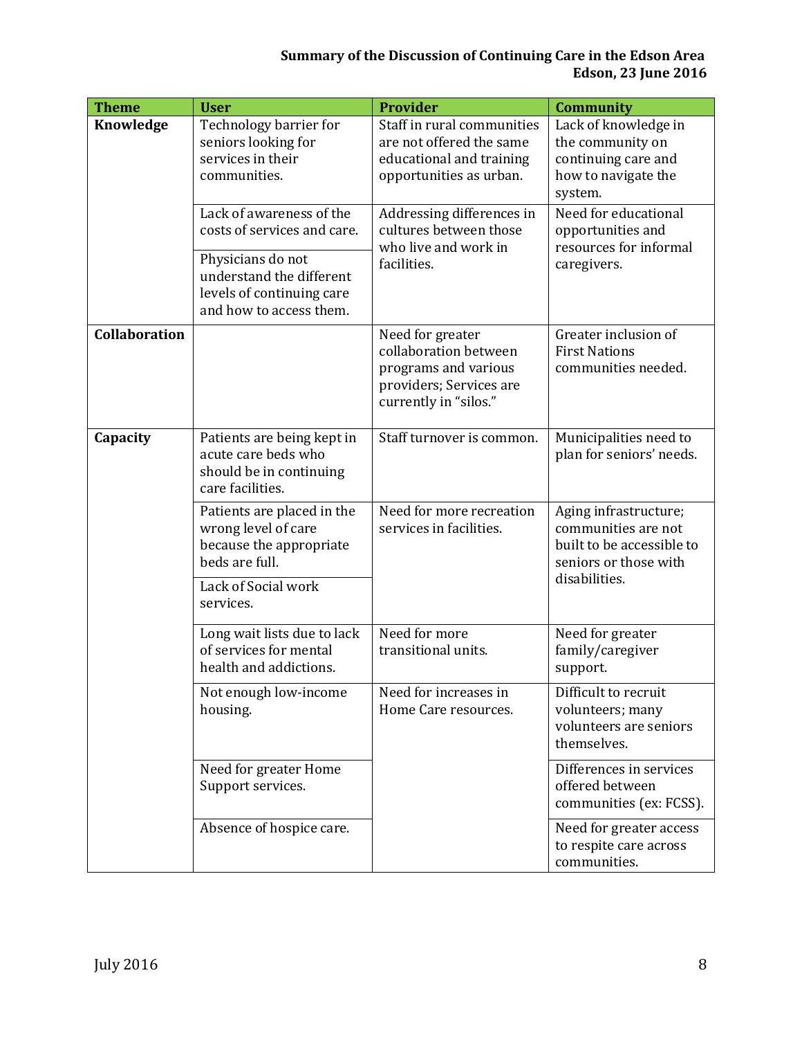**Summary of the Discussion of Continuing Care in the Edson Area**
**Edson, 23 June 2016**

| Theme | User | Provider | Community |
|---|---|---|---|
| **Knowledge** | Technology barrier for seniors looking for services in their communities. | Staff in rural communities are not offered the same educational and training opportunities as urban. | Lack of knowledge in the community on continuing care and how to navigate the system. |
| | Lack of awareness of the costs of services and care. | Addressing differences in cultures between those who live and work in facilities. | Need for educational opportunities and resources for informal caregivers. |
| | Physicians do not understand the different levels of continuing care and how to access them. | | |
| **Collaboration** | | Need for greater collaboration between programs and various providers; Services are currently in "silos." | Greater inclusion of First Nations communities needed. |
| **Capacity** | Patients are being kept in acute care beds who should be in continuing care facilities. | Staff turnover is common. | Municipalities need to plan for seniors' needs. |
| | Patients are placed in the wrong level of care because the appropriate beds are full. | Need for more recreation services in facilities. | Aging infrastructure; communities are not built to be accessible to seniors or those with disabilities. |
| | Lack of Social work services. | | |
| | Long wait lists due to lack of services for mental health and addictions. | Need for more transitional units. | Need for greater family/caregiver support. |
| | Not enough low-income housing. | Need for increases in Home Care resources. | Difficult to recruit volunteers; many volunteers are seniors themselves. |
| | Need for greater Home Support services. | | Differences in services offered between communities (ex: FCSS). |
| | Absence of hospice care. | | Need for greater access to respite care across communities. |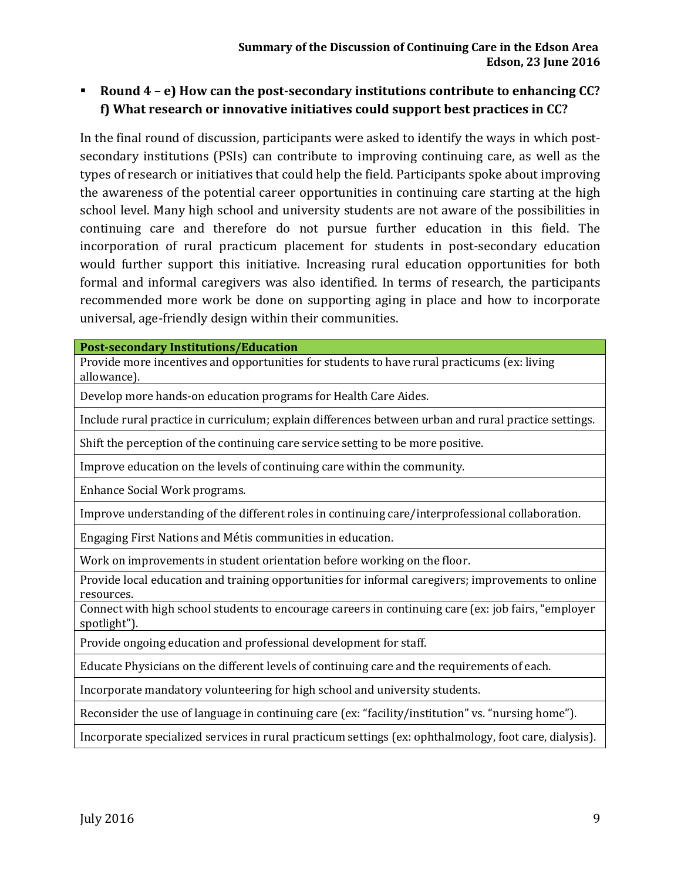- **Round 4 – e) How can the post-secondary institutions contribute to enhancing CC? f) What research or innovative initiatives could support best practices in CC?**

In the final round of discussion, participants were asked to identify the ways in which post-secondary institutions (PSIs) can contribute to improving continuing care, as well as the types of research or initiatives that could help the field. Participants spoke about improving the awareness of the potential career opportunities in continuing care starting at the high school level. Many high school and university students are not aware of the possibilities in continuing care and therefore do not pursue further education in this field. The incorporation of rural practicum placement for students in post-secondary education would further support this initiative. Increasing rural education opportunities for both formal and informal caregivers was also identified. In terms of research, the participants recommended more work be done on supporting aging in place and how to incorporate universal, age-friendly design within their communities.

| **Post-secondary Institutions/Education** |
|---|
| Provide more incentives and opportunities for students to have rural practicums (ex: living allowance). |
| Develop more hands-on education programs for Health Care Aides. |
| Include rural practice in curriculum; explain differences between urban and rural practice settings. |
| Shift the perception of the continuing care service setting to be more positive. |
| Improve education on the levels of continuing care within the community. |
| Enhance Social Work programs. |
| Improve understanding of the different roles in continuing care/interprofessional collaboration. |
| Engaging First Nations and Métis communities in education. |
| Work on improvements in student orientation before working on the floor. |
| Provide local education and training opportunities for informal caregivers; improvements to online resources. |
| Connect with high school students to encourage careers in continuing care (ex: job fairs, "employer spotlight"). |
| Provide ongoing education and professional development for staff. |
| Educate Physicians on the different levels of continuing care and the requirements of each. |
| Incorporate mandatory volunteering for high school and university students. |
| Reconsider the use of language in continuing care (ex: "facility/institution" vs. "nursing home"). |
| Incorporate specialized services in rural practicum settings (ex: ophthalmology, foot care, dialysis). |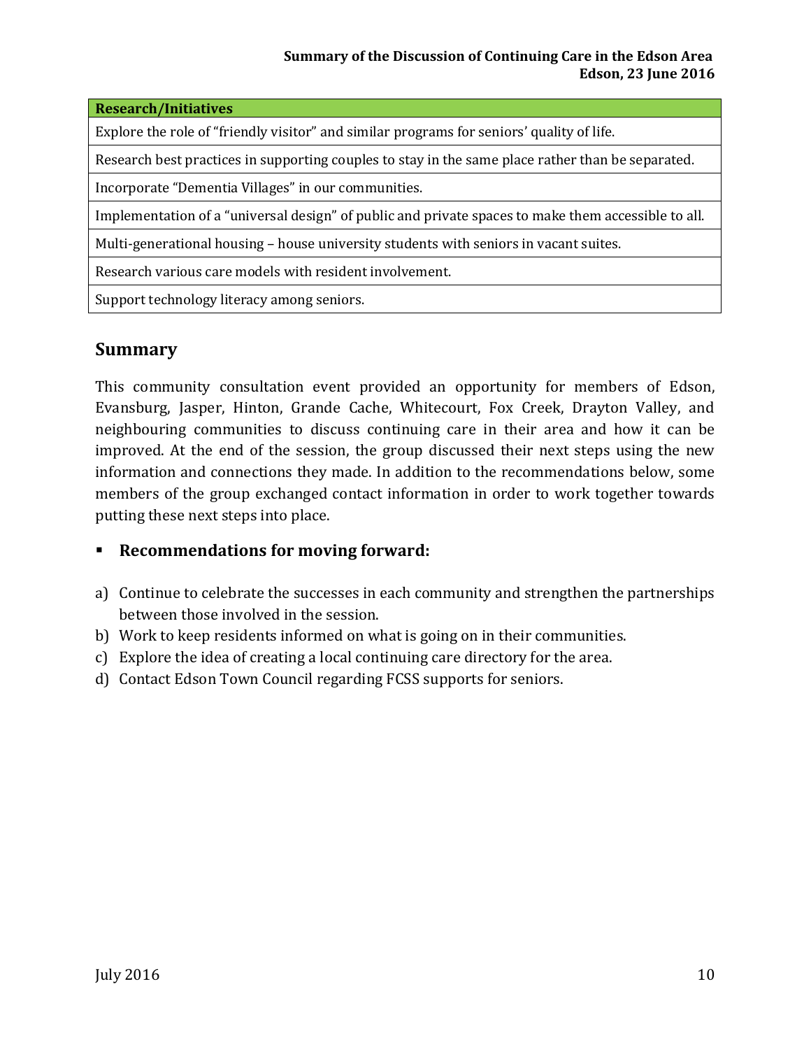| Research/Initiatives |
| --- |
| Explore the role of "friendly visitor" and similar programs for seniors' quality of life. |
| Research best practices in supporting couples to stay in the same place rather than be separated. |
| Incorporate "Dementia Villages" in our communities. |
| Implementation of a "universal design" of public and private spaces to make them accessible to all. |
| Multi-generational housing – house university students with seniors in vacant suites. |
| Research various care models with resident involvement. |
| Support technology literacy among seniors. |

## Summary

This community consultation event provided an opportunity for members of Edson, Evansburg, Jasper, Hinton, Grande Cache, Whitecourt, Fox Creek, Drayton Valley, and neighbouring communities to discuss continuing care in their area and how it can be improved. At the end of the session, the group discussed their next steps using the new information and connections they made. In addition to the recommendations below, some members of the group exchanged contact information in order to work together towards putting these next steps into place.

- **Recommendations for moving forward:**

a) Continue to celebrate the successes in each community and strengthen the partnerships between those involved in the session.
b) Work to keep residents informed on what is going on in their communities.
c) Explore the idea of creating a local continuing care directory for the area.
d) Contact Edson Town Council regarding FCSS supports for seniors.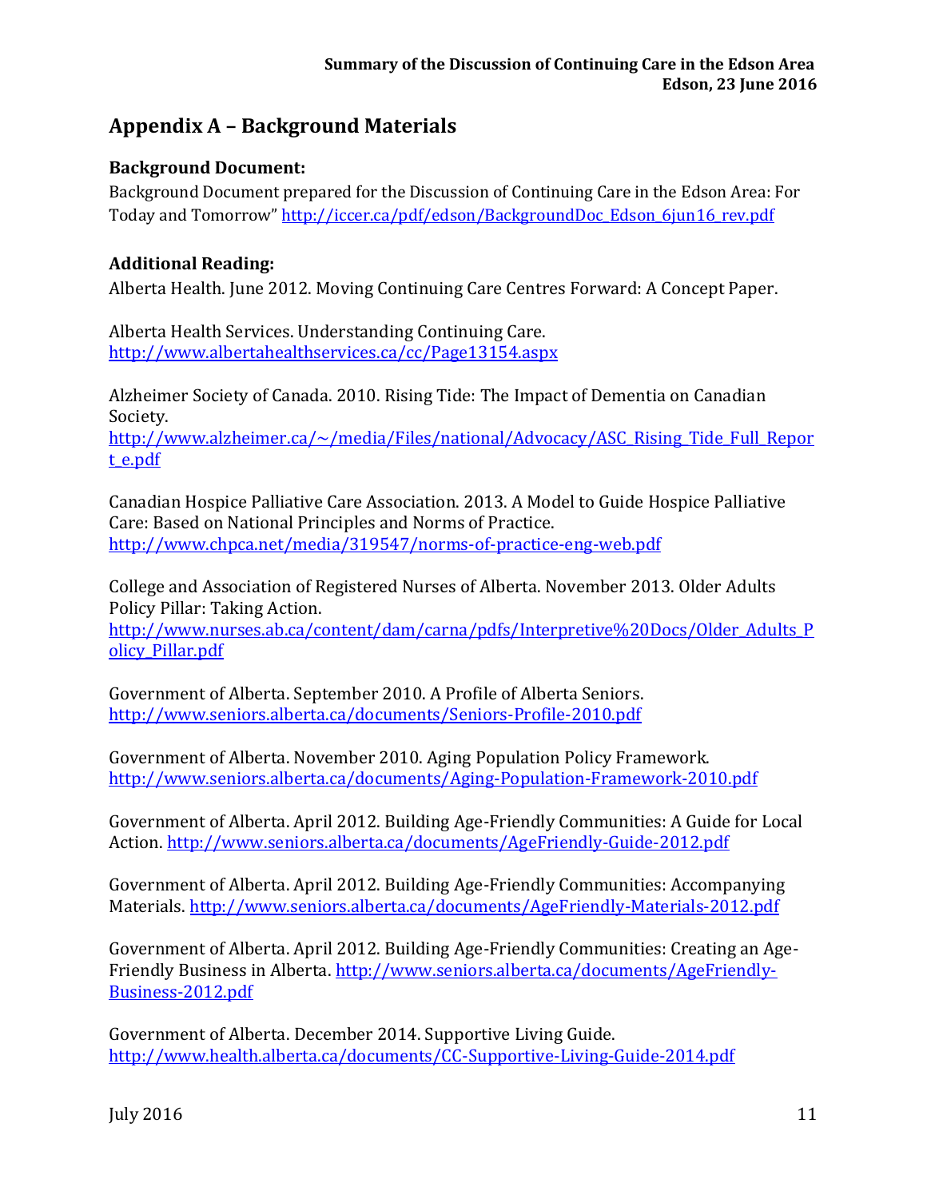## Appendix A – Background Materials

### Background Document:

Background Document prepared for the Discussion of Continuing Care in the Edson Area: For Today and Tomorrow" http://iccer.ca/pdf/edson/BackgroundDoc_Edson_6jun16_rev.pdf

### Additional Reading:

Alberta Health. June 2012. Moving Continuing Care Centres Forward: A Concept Paper.

Alberta Health Services. Understanding Continuing Care. http://www.albertahealthservices.ca/cc/Page13154.aspx

Alzheimer Society of Canada. 2010. Rising Tide: The Impact of Dementia on Canadian Society. http://www.alzheimer.ca/~/media/Files/national/Advocacy/ASC_Rising_Tide_Full_Report_e.pdf

Canadian Hospice Palliative Care Association. 2013. A Model to Guide Hospice Palliative Care: Based on National Principles and Norms of Practice. http://www.chpca.net/media/319547/norms-of-practice-eng-web.pdf

College and Association of Registered Nurses of Alberta. November 2013. Older Adults Policy Pillar: Taking Action. http://www.nurses.ab.ca/content/dam/carna/pdfs/Interpretive%20Docs/Older_Adults_Policy_Pillar.pdf

Government of Alberta. September 2010. A Profile of Alberta Seniors. http://www.seniors.alberta.ca/documents/Seniors-Profile-2010.pdf

Government of Alberta. November 2010. Aging Population Policy Framework. http://www.seniors.alberta.ca/documents/Aging-Population-Framework-2010.pdf

Government of Alberta. April 2012. Building Age-Friendly Communities: A Guide for Local Action. http://www.seniors.alberta.ca/documents/AgeFriendly-Guide-2012.pdf

Government of Alberta. April 2012. Building Age-Friendly Communities: Accompanying Materials. http://www.seniors.alberta.ca/documents/AgeFriendly-Materials-2012.pdf

Government of Alberta. April 2012. Building Age-Friendly Communities: Creating an Age-Friendly Business in Alberta. http://www.seniors.alberta.ca/documents/AgeFriendly-Business-2012.pdf

Government of Alberta. December 2014. Supportive Living Guide. http://www.health.alberta.ca/documents/CC-Supportive-Living-Guide-2014.pdf